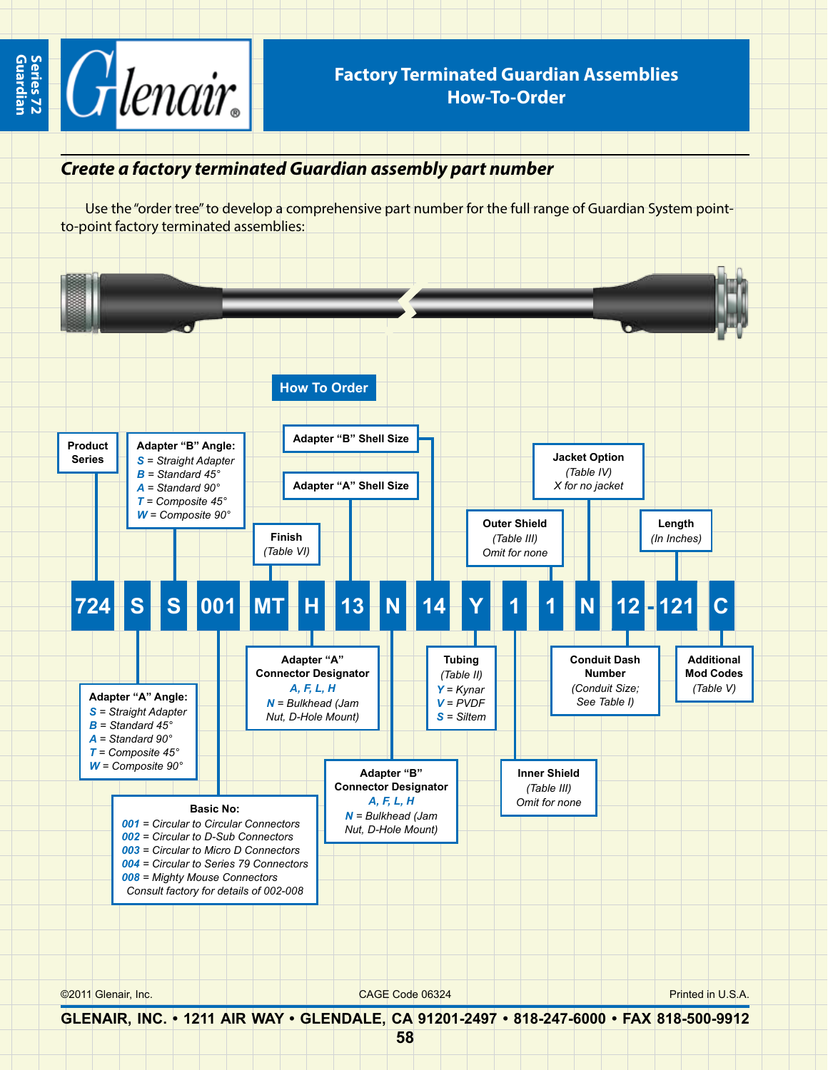# Factory Terminated Guardian Assemblies How-To-Order

## *Create a factory terminated Guardian assembly part number*

Use the "order tree" to develop a comprehensive part number for the full range of Guardian System point-to-point factory terminated assemblies:

### How To Order

**724 S S 001 MT H 13 N 14 Y 1 1 N 12 - 121 C**

| Code | Field | Description |
|---|---|---|
| 724 | Product Series | |
| S | Adapter "A" Angle | *S* = Straight Adapter; *B* = Standard 45°; *A* = Standard 90°; *T* = Composite 45°; *W* = Composite 90° |
| S | Adapter "B" Angle | *S* = Straight Adapter; *B* = Standard 45°; *A* = Standard 90°; *T* = Composite 45°; *W* = Composite 90° |
| 001 | Basic No. | *001* = Circular to Circular Connectors; *002* = Circular to D-Sub Connectors; *003* = Circular to Micro D Connectors; *004* = Circular to Series 79 Connectors; *008* = Mighty Mouse Connectors; Consult factory for details of 002-008 |
| MT | Finish | *(Table VI)* |
| H | Adapter "A" Connector Designator | *A, F, L, H*; *N* = Bulkhead (Jam Nut, D-Hole Mount) |
| 13 | Adapter "A" Shell Size | |
| N | Adapter "B" Connector Designator | *A, F, L, H*; *N* = Bulkhead (Jam Nut, D-Hole Mount) |
| 14 | Adapter "B" Shell Size | |
| Y | Tubing | *(Table II)*; *Y* = Kynar; *V* = PVDF; *S* = Siltem |
| 1 | Inner Shield | *(Table III)*; Omit for none |
| 1 | Outer Shield | *(Table III)*; Omit for none |
| N | Jacket Option | *(Table IV)*; *X for no jacket* |
| 12 | Conduit Dash Number | *(Conduit Size; See Table I)* |
| 121 | Length | *(In Inches)* |
| C | Additional Mod Codes | *(Table V)* |

©2011 Glenair, Inc. CAGE Code 06324 Printed in U.S.A.

**GLENAIR, INC. • 1211 AIR WAY • GLENDALE, CA 91201-2497 • 818-247-6000 • FAX 818-500-9912**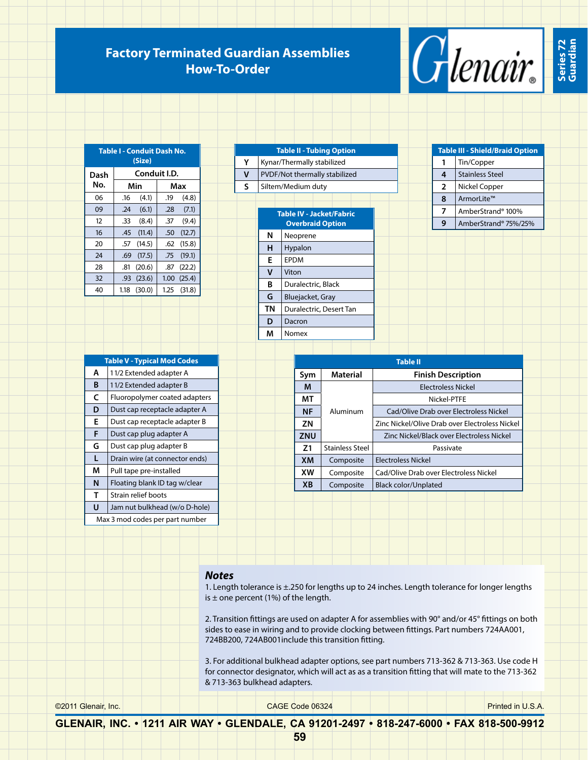# Factory Terminated Guardian Assemblies How-To-Order

**Table I - Conduit Dash No. (Size)**

| Dash No. | Conduit I.D. Min | | Conduit I.D. Max | |
|---|---|---|---|---|
| 06 | .16 | (4.1) | .19 | (4.8) |
| 09 | .24 | (6.1) | .28 | (7.1) |
| 12 | .33 | (8.4) | .37 | (9.4) |
| 16 | .45 | (11.4) | .50 | (12.7) |
| 20 | .57 | (14.5) | .62 | (15.8) |
| 24 | .69 | (17.5) | .75 | (19.1) |
| 28 | .81 | (20.6) | .87 | (22.2) |
| 32 | .93 | (23.6) | 1.00 | (25.4) |
| 40 | 1.18 | (30.0) | 1.25 | (31.8) |

**Table II - Tubing Option**

| | |
|---|---|
| Y | Kynar/Thermally stabilized |
| V | PVDF/Not thermally stabilized |
| S | Siltem/Medium duty |

**Table III - Shield/Braid Option**

| | |
|---|---|
| 1 | Tin/Copper |
| 4 | Stainless Steel |
| 2 | Nickel Copper |
| 8 | ArmorLite™ |
| 7 | AmberStrand® 100% |
| 9 | AmberStrand® 75%/25% |

**Table IV - Jacket/Fabric Overbraid Option**

| | |
|---|---|
| N | Neoprene |
| H | Hypalon |
| E | EPDM |
| V | Viton |
| B | Duralectric, Black |
| G | Bluejacket, Gray |
| TN | Duralectric, Desert Tan |
| D | Dacron |
| M | Nomex |

**Table V - Typical Mod Codes**

| | |
|---|---|
| A | 1 1/2 Extended adapter A |
| B | 1 1/2 Extended adapter B |
| C | Fluoropolymer coated adapters |
| D | Dust cap receptacle adapter A |
| E | Dust cap receptacle adapter B |
| F | Dust cap plug adapter A |
| G | Dust cap plug adapter B |
| L | Drain wire (at connector ends) |
| M | Pull tape pre-installed |
| N | Floating blank ID tag w/clear |
| T | Strain relief boots |
| U | Jam nut bulkhead (w/o D-hole) |

Max 3 mod codes per part number

**Table II**

| Sym | Material | Finish Description |
|---|---|---|
| M | Aluminum | Electroless Nickel |
| MT | Aluminum | Nickel-PTFE |
| NF | Aluminum | Cad/Olive Drab over Electroless Nickel |
| ZN | Aluminum | Zinc Nickel/Olive Drab over Electroless Nickel |
| ZNU | Aluminum | Zinc Nickel/Black over Electroless Nickel |
| Z1 | Stainless Steel | Passivate |
| XM | Composite | Electroless Nickel |
| XW | Composite | Cad/Olive Drab over Electroless Nickel |
| XB | Composite | Black color/Unplated |

## *Notes*

1. Length tolerance is ±.250 for lengths up to 24 inches. Length tolerance for longer lengths is ± one percent (1%) of the length.

2. Transition fittings are used on adapter A for assemblies with 90° and/or 45° fittings on both sides to ease in wiring and to provide clocking between fittings. Part numbers 724AA001, 724BB200, 724AB001include this transition fitting.

3. For additional bulkhead adapter options, see part numbers 713-362 & 713-363. Use code H for connector designator, which will act as as a transition fitting that will mate to the 713-362 & 713-363 bulkhead adapters.